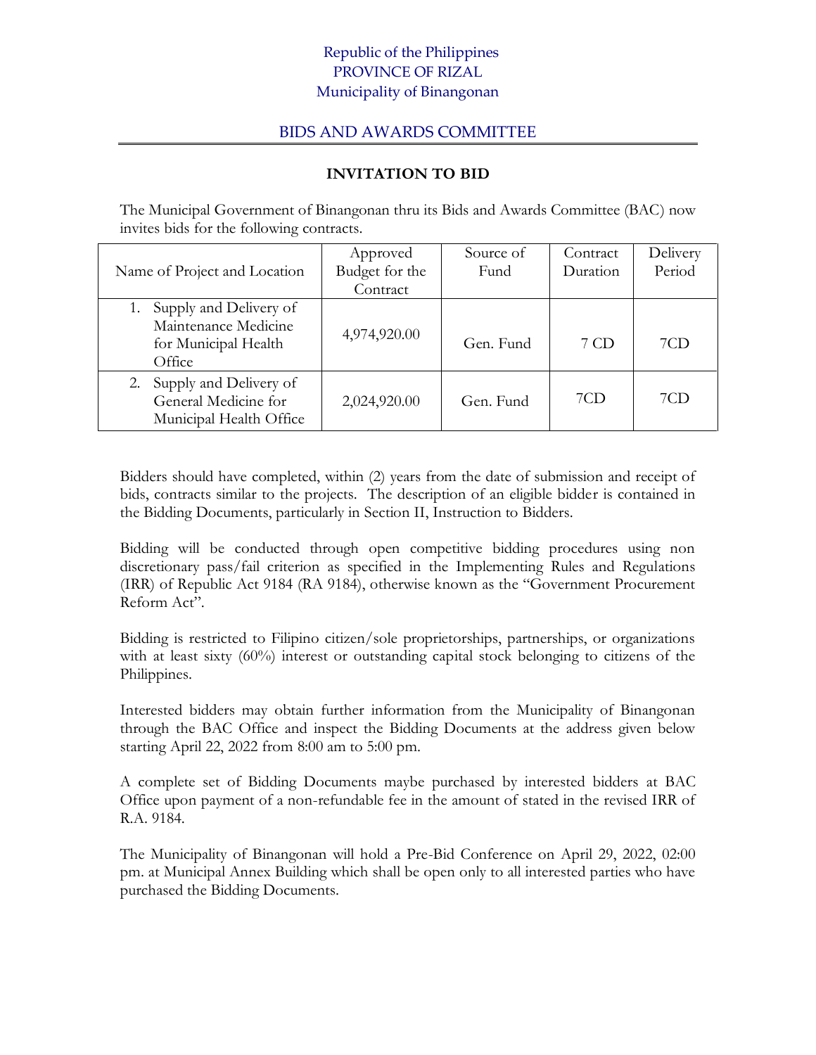Republic of the Philippines
PROVINCE OF RIZAL
Municipality of Binangonan

## BIDS AND AWARDS COMMITTEE

### INVITATION TO BID

The Municipal Government of Binangonan thru its Bids and Awards Committee (BAC) now invites bids for the following contracts.

| Name of Project and Location | Approved Budget for the Contract | Source of Fund | Contract Duration | Delivery Period |
|---|---|---|---|---|
| 1. Supply and Delivery of Maintenance Medicine for Municipal Health Office | 4,974,920.00 | Gen. Fund | 7 CD | 7CD |
| 2. Supply and Delivery of General Medicine for Municipal Health Office | 2,024,920.00 | Gen. Fund | 7CD | 7CD |

Bidders should have completed, within (2) years from the date of submission and receipt of bids, contracts similar to the projects. The description of an eligible bidder is contained in the Bidding Documents, particularly in Section II, Instruction to Bidders.

Bidding will be conducted through open competitive bidding procedures using non discretionary pass/fail criterion as specified in the Implementing Rules and Regulations (IRR) of Republic Act 9184 (RA 9184), otherwise known as the "Government Procurement Reform Act".

Bidding is restricted to Filipino citizen/sole proprietorships, partnerships, or organizations with at least sixty (60%) interest or outstanding capital stock belonging to citizens of the Philippines.

Interested bidders may obtain further information from the Municipality of Binangonan through the BAC Office and inspect the Bidding Documents at the address given below starting April 22, 2022 from 8:00 am to 5:00 pm.

A complete set of Bidding Documents maybe purchased by interested bidders at BAC Office upon payment of a non-refundable fee in the amount of stated in the revised IRR of R.A. 9184.

The Municipality of Binangonan will hold a Pre-Bid Conference on April 29, 2022, 02:00 pm. at Municipal Annex Building which shall be open only to all interested parties who have purchased the Bidding Documents.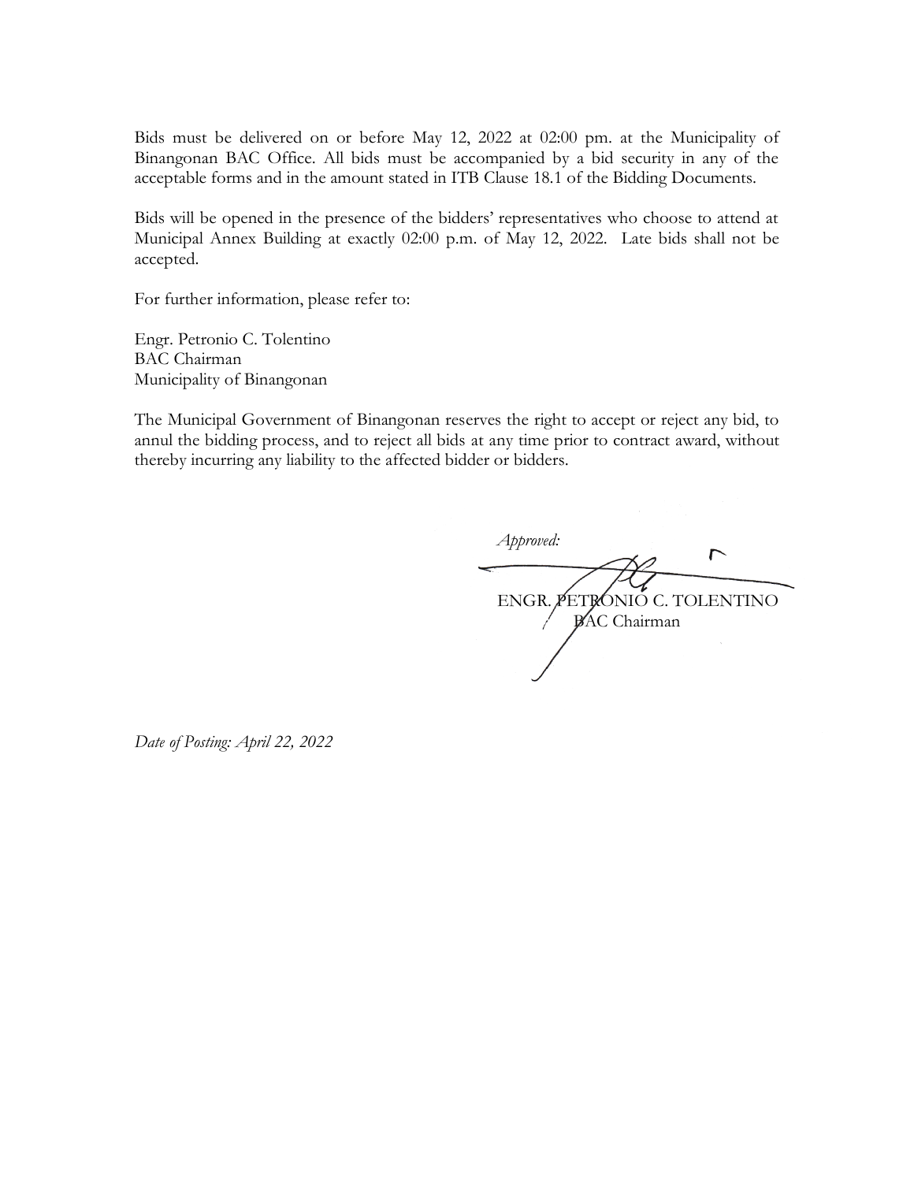Bids must be delivered on or before May 12, 2022 at 02:00 pm. at the Municipality of Binangonan BAC Office. All bids must be accompanied by a bid security in any of the acceptable forms and in the amount stated in ITB Clause 18.1 of the Bidding Documents.

Bids will be opened in the presence of the bidders' representatives who choose to attend at Municipal Annex Building at exactly 02:00 p.m. of May 12, 2022. Late bids shall not be accepted.

For further information, please refer to:

Engr. Petronio C. Tolentino
BAC Chairman
Municipality of Binangonan

The Municipal Government of Binangonan reserves the right to accept or reject any bid, to annul the bidding process, and to reject all bids at any time prior to contract award, without thereby incurring any liability to the affected bidder or bidders.

*Approved:*

ENGR. PETRONIO C. TOLENTINO
BAC Chairman

*Date of Posting: April 22, 2022*